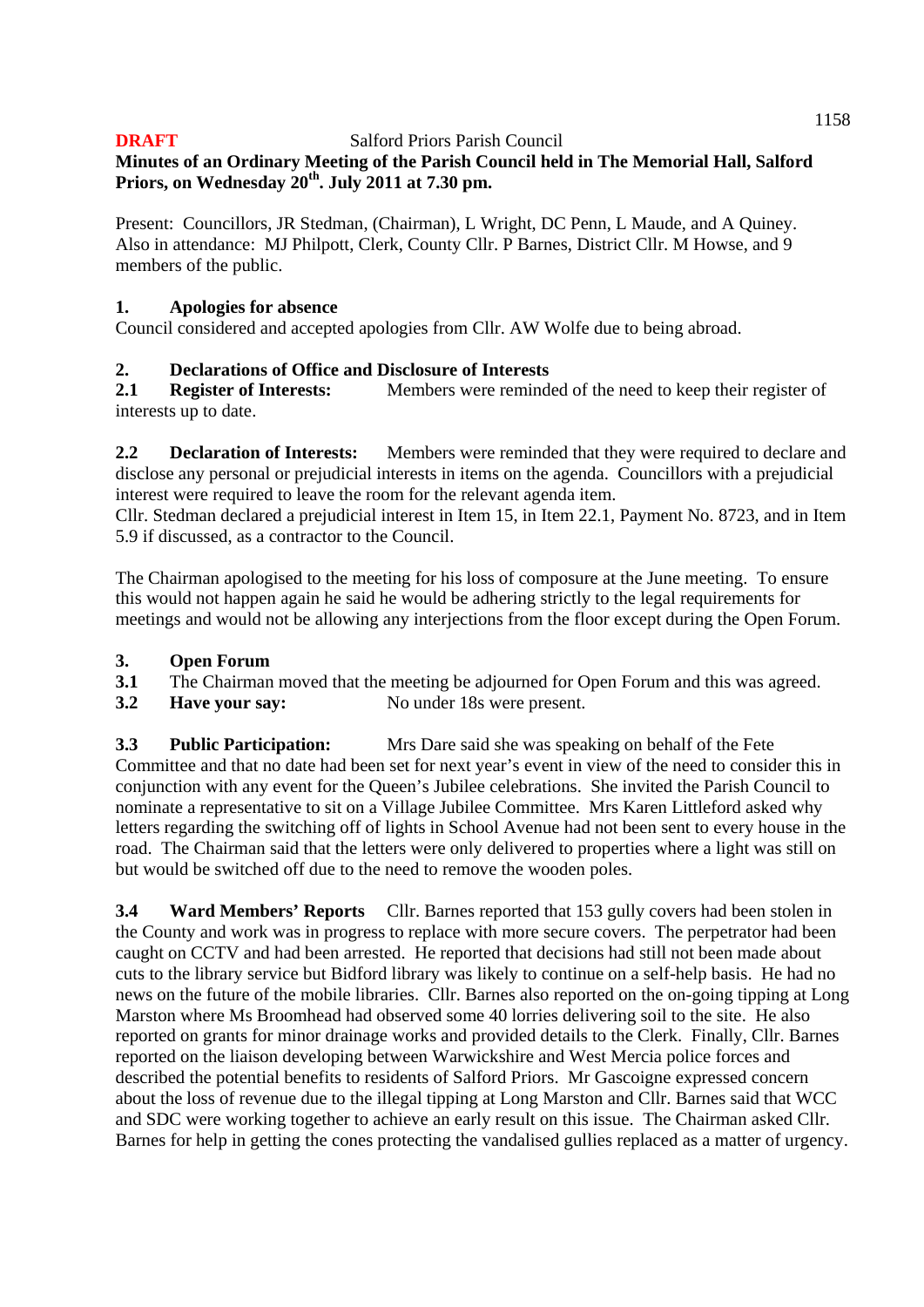**DRAFT** Salford Priors Parish Council

**Minutes of an Ordinary Meeting of the Parish Council held in The Memorial Hall, Salford Priors, on Wednesday 20th. July 2011 at 7.30 pm.**

Present: Councillors, JR Stedman, (Chairman), L Wright, DC Penn, L Maude, and A Quiney. Also in attendance: MJ Philpott, Clerk, County Cllr. P Barnes, District Cllr. M Howse, and 9 members of the public.

## 1. Apologies for absence

Council considered and accepted apologies from Cllr. AW Wolfe due to being abroad.

## 2. Declarations of Office and Disclosure of Interests

**2.1 Register of Interests:** Members were reminded of the need to keep their register of interests up to date.

**2.2 Declaration of Interests:** Members were reminded that they were required to declare and disclose any personal or prejudicial interests in items on the agenda. Councillors with a prejudicial interest were required to leave the room for the relevant agenda item.

Cllr. Stedman declared a prejudicial interest in Item 15, in Item 22.1, Payment No. 8723, and in Item 5.9 if discussed, as a contractor to the Council.

The Chairman apologised to the meeting for his loss of composure at the June meeting. To ensure this would not happen again he said he would be adhering strictly to the legal requirements for meetings and would not be allowing any interjections from the floor except during the Open Forum.

## 3. Open Forum

**3.1** The Chairman moved that the meeting be adjourned for Open Forum and this was agreed.

**3.2 Have your say:** No under 18s were present.

**3.3 Public Participation:** Mrs Dare said she was speaking on behalf of the Fete Committee and that no date had been set for next year's event in view of the need to consider this in conjunction with any event for the Queen's Jubilee celebrations. She invited the Parish Council to nominate a representative to sit on a Village Jubilee Committee. Mrs Karen Littleford asked why letters regarding the switching off of lights in School Avenue had not been sent to every house in the road. The Chairman said that the letters were only delivered to properties where a light was still on but would be switched off due to the need to remove the wooden poles.

**3.4 Ward Members' Reports** Cllr. Barnes reported that 153 gully covers had been stolen in the County and work was in progress to replace with more secure covers. The perpetrator had been caught on CCTV and had been arrested. He reported that decisions had still not been made about cuts to the library service but Bidford library was likely to continue on a self-help basis. He had no news on the future of the mobile libraries. Cllr. Barnes also reported on the on-going tipping at Long Marston where Ms Broomhead had observed some 40 lorries delivering soil to the site. He also reported on grants for minor drainage works and provided details to the Clerk. Finally, Cllr. Barnes reported on the liaison developing between Warwickshire and West Mercia police forces and described the potential benefits to residents of Salford Priors. Mr Gascoigne expressed concern about the loss of revenue due to the illegal tipping at Long Marston and Cllr. Barnes said that WCC and SDC were working together to achieve an early result on this issue. The Chairman asked Cllr. Barnes for help in getting the cones protecting the vandalised gullies replaced as a matter of urgency.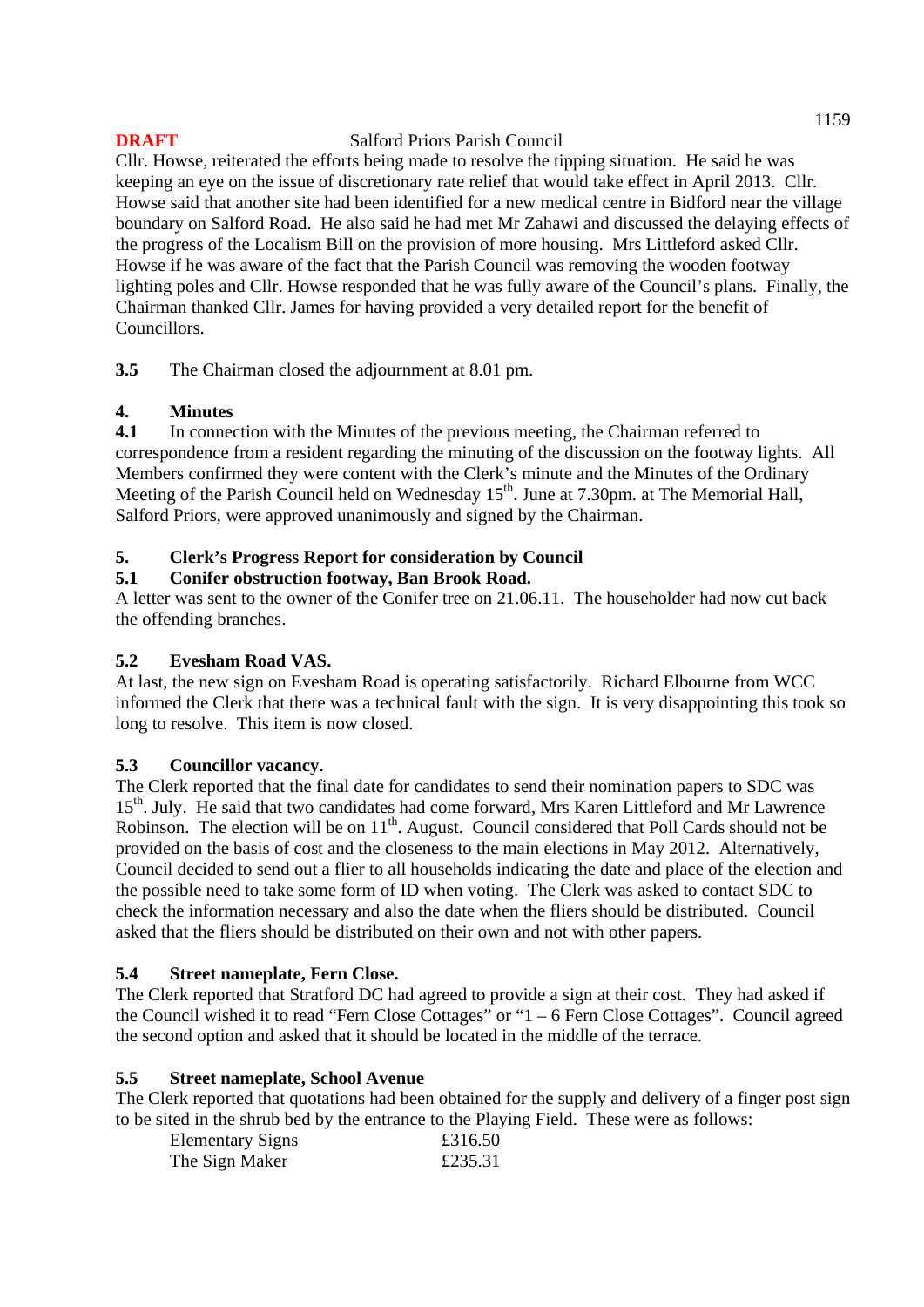**DRAFT** Salford Priors Parish Council

Cllr. Howse, reiterated the efforts being made to resolve the tipping situation. He said he was keeping an eye on the issue of discretionary rate relief that would take effect in April 2013. Cllr. Howse said that another site had been identified for a new medical centre in Bidford near the village boundary on Salford Road. He also said he had met Mr Zahawi and discussed the delaying effects of the progress of the Localism Bill on the provision of more housing. Mrs Littleford asked Cllr. Howse if he was aware of the fact that the Parish Council was removing the wooden footway lighting poles and Cllr. Howse responded that he was fully aware of the Council's plans. Finally, the Chairman thanked Cllr. James for having provided a very detailed report for the benefit of Councillors.

**3.5** The Chairman closed the adjournment at 8.01 pm.

## 4. Minutes

**4.1** In connection with the Minutes of the previous meeting, the Chairman referred to correspondence from a resident regarding the minuting of the discussion on the footway lights. All Members confirmed they were content with the Clerk's minute and the Minutes of the Ordinary Meeting of the Parish Council held on Wednesday 15th. June at 7.30pm. at The Memorial Hall, Salford Priors, were approved unanimously and signed by the Chairman.

## 5. Clerk's Progress Report for consideration by Council

### 5.1 Conifer obstruction footway, Ban Brook Road.

A letter was sent to the owner of the Conifer tree on 21.06.11. The householder had now cut back the offending branches.

### 5.2 Evesham Road VAS.

At last, the new sign on Evesham Road is operating satisfactorily. Richard Elbourne from WCC informed the Clerk that there was a technical fault with the sign. It is very disappointing this took so long to resolve. This item is now closed.

### 5.3 Councillor vacancy.

The Clerk reported that the final date for candidates to send their nomination papers to SDC was 15th. July. He said that two candidates had come forward, Mrs Karen Littleford and Mr Lawrence Robinson. The election will be on 11th. August. Council considered that Poll Cards should not be provided on the basis of cost and the closeness to the main elections in May 2012. Alternatively, Council decided to send out a flier to all households indicating the date and place of the election and the possible need to take some form of ID when voting. The Clerk was asked to contact SDC to check the information necessary and also the date when the fliers should be distributed. Council asked that the fliers should be distributed on their own and not with other papers.

### 5.4 Street nameplate, Fern Close.

The Clerk reported that Stratford DC had agreed to provide a sign at their cost. They had asked if the Council wished it to read "Fern Close Cottages" or "1 – 6 Fern Close Cottages". Council agreed the second option and asked that it should be located in the middle of the terrace.

### 5.5 Street nameplate, School Avenue

The Clerk reported that quotations had been obtained for the supply and delivery of a finger post sign to be sited in the shrub bed by the entrance to the Playing Field. These were as follows:

| | |
|---|---|
| Elementary Signs | £316.50 |
| The Sign Maker | £235.31 |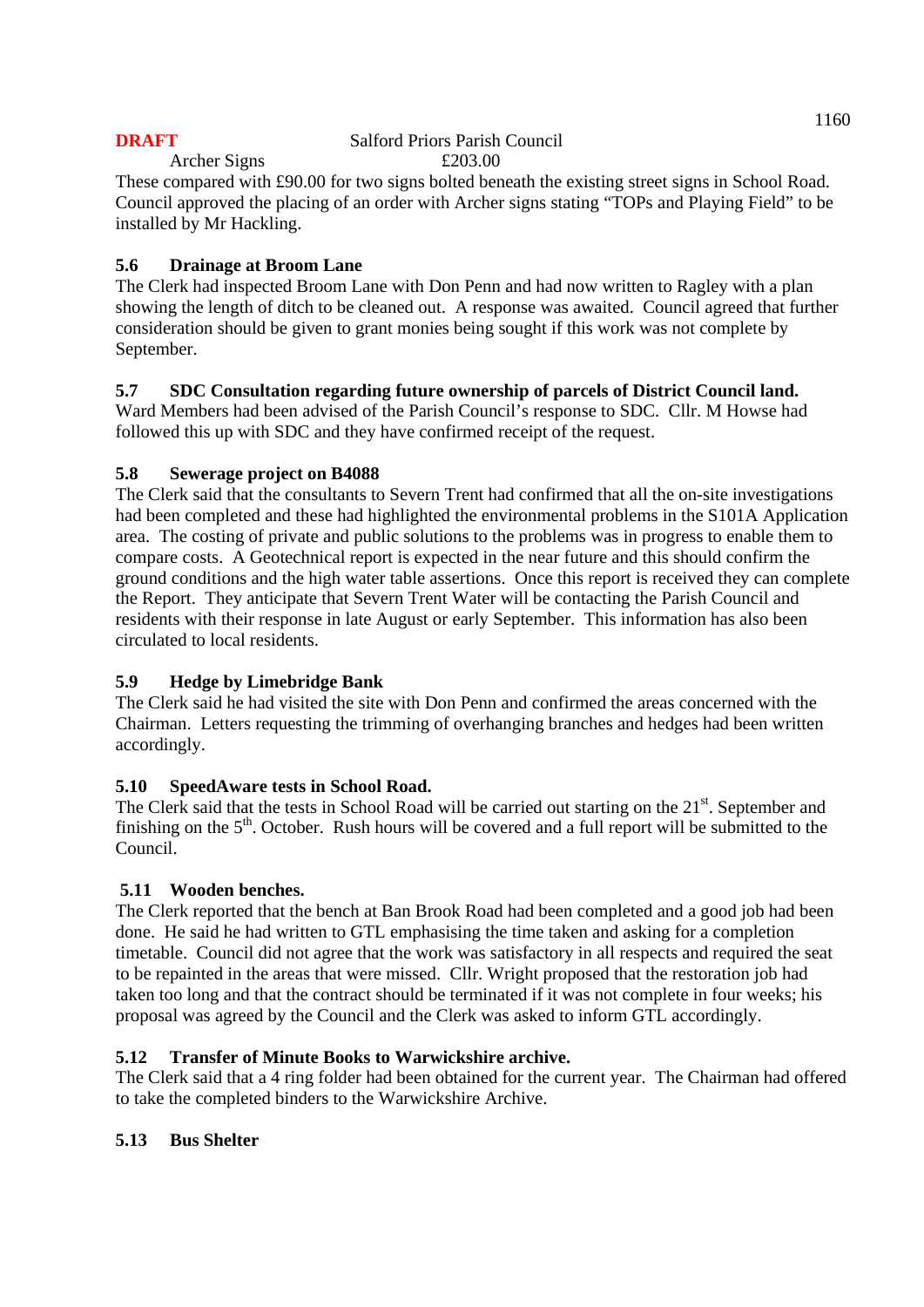**DRAFT** Salford Priors Parish Council

Archer Signs £203.00

These compared with £90.00 for two signs bolted beneath the existing street signs in School Road. Council approved the placing of an order with Archer signs stating "TOPs and Playing Field" to be installed by Mr Hackling.

### 5.6 Drainage at Broom Lane

The Clerk had inspected Broom Lane with Don Penn and had now written to Ragley with a plan showing the length of ditch to be cleaned out. A response was awaited. Council agreed that further consideration should be given to grant monies being sought if this work was not complete by September.

### 5.7 SDC Consultation regarding future ownership of parcels of District Council land.

Ward Members had been advised of the Parish Council's response to SDC. Cllr. M Howse had followed this up with SDC and they have confirmed receipt of the request.

### 5.8 Sewerage project on B4088

The Clerk said that the consultants to Severn Trent had confirmed that all the on-site investigations had been completed and these had highlighted the environmental problems in the S101A Application area. The costing of private and public solutions to the problems was in progress to enable them to compare costs. A Geotechnical report is expected in the near future and this should confirm the ground conditions and the high water table assertions. Once this report is received they can complete the Report. They anticipate that Severn Trent Water will be contacting the Parish Council and residents with their response in late August or early September. This information has also been circulated to local residents.

### 5.9 Hedge by Limebridge Bank

The Clerk said he had visited the site with Don Penn and confirmed the areas concerned with the Chairman. Letters requesting the trimming of overhanging branches and hedges had been written accordingly.

### 5.10 SpeedAware tests in School Road.

The Clerk said that the tests in School Road will be carried out starting on the 21st. September and finishing on the 5th. October. Rush hours will be covered and a full report will be submitted to the Council.

### 5.11 Wooden benches.

The Clerk reported that the bench at Ban Brook Road had been completed and a good job had been done. He said he had written to GTL emphasising the time taken and asking for a completion timetable. Council did not agree that the work was satisfactory in all respects and required the seat to be repainted in the areas that were missed. Cllr. Wright proposed that the restoration job had taken too long and that the contract should be terminated if it was not complete in four weeks; his proposal was agreed by the Council and the Clerk was asked to inform GTL accordingly.

### 5.12 Transfer of Minute Books to Warwickshire archive.

The Clerk said that a 4 ring folder had been obtained for the current year. The Chairman had offered to take the completed binders to the Warwickshire Archive.

### 5.13 Bus Shelter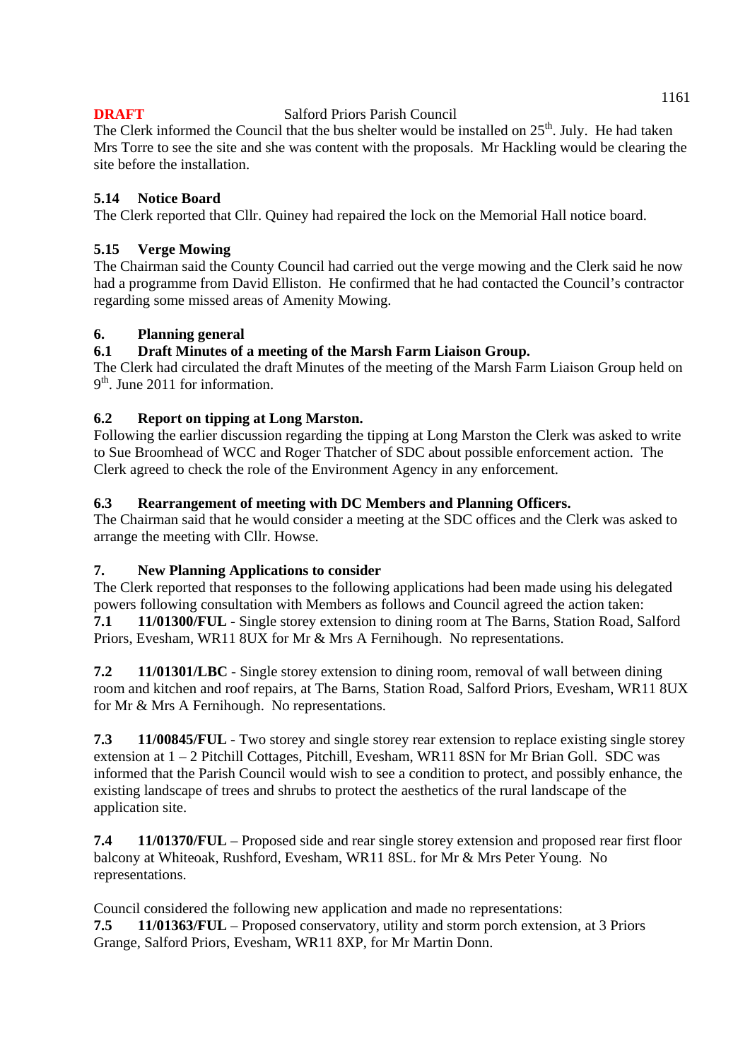**DRAFT** Salford Priors Parish Council

The Clerk informed the Council that the bus shelter would be installed on 25th. July. He had taken Mrs Torre to see the site and she was content with the proposals. Mr Hackling would be clearing the site before the installation.

### 5.14 Notice Board

The Clerk reported that Cllr. Quiney had repaired the lock on the Memorial Hall notice board.

### 5.15 Verge Mowing

The Chairman said the County Council had carried out the verge mowing and the Clerk said he now had a programme from David Elliston. He confirmed that he had contacted the Council's contractor regarding some missed areas of Amenity Mowing.

## 6. Planning general

### 6.1 Draft Minutes of a meeting of the Marsh Farm Liaison Group.

The Clerk had circulated the draft Minutes of the meeting of the Marsh Farm Liaison Group held on 9th. June 2011 for information.

### 6.2 Report on tipping at Long Marston.

Following the earlier discussion regarding the tipping at Long Marston the Clerk was asked to write to Sue Broomhead of WCC and Roger Thatcher of SDC about possible enforcement action. The Clerk agreed to check the role of the Environment Agency in any enforcement.

### 6.3 Rearrangement of meeting with DC Members and Planning Officers.

The Chairman said that he would consider a meeting at the SDC offices and the Clerk was asked to arrange the meeting with Cllr. Howse.

## 7. New Planning Applications to consider

The Clerk reported that responses to the following applications had been made using his delegated powers following consultation with Members as follows and Council agreed the action taken:

**7.1 11/01300/FUL -** Single storey extension to dining room at The Barns, Station Road, Salford Priors, Evesham, WR11 8UX for Mr & Mrs A Fernihough. No representations.

**7.2 11/01301/LBC** - Single storey extension to dining room, removal of wall between dining room and kitchen and roof repairs, at The Barns, Station Road, Salford Priors, Evesham, WR11 8UX for Mr & Mrs A Fernihough. No representations.

**7.3 11/00845/FUL** - Two storey and single storey rear extension to replace existing single storey extension at 1 – 2 Pitchill Cottages, Pitchill, Evesham, WR11 8SN for Mr Brian Goll. SDC was informed that the Parish Council would wish to see a condition to protect, and possibly enhance, the existing landscape of trees and shrubs to protect the aesthetics of the rural landscape of the application site.

**7.4 11/01370/FUL** – Proposed side and rear single storey extension and proposed rear first floor balcony at Whiteoak, Rushford, Evesham, WR11 8SL. for Mr & Mrs Peter Young. No representations.

Council considered the following new application and made no representations:

**7.5 11/01363/FUL** – Proposed conservatory, utility and storm porch extension, at 3 Priors Grange, Salford Priors, Evesham, WR11 8XP, for Mr Martin Donn.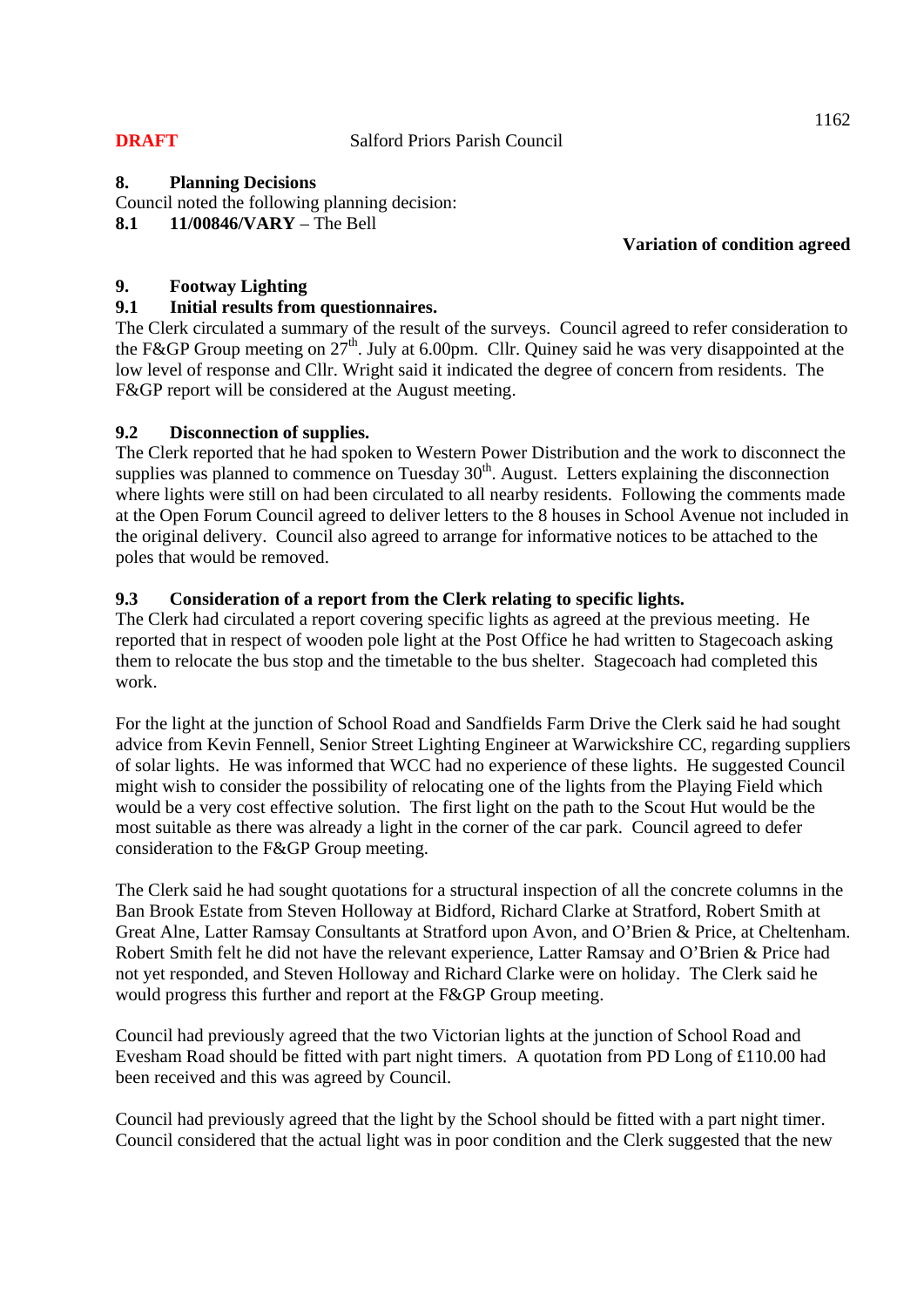**DRAFT** Salford Priors Parish Council

## 8. Planning Decisions

Council noted the following planning decision:

**8.1 11/00846/VARY** – The Bell

**Variation of condition agreed**

## 9. Footway Lighting

### 9.1 Initial results from questionnaires.

The Clerk circulated a summary of the result of the surveys. Council agreed to refer consideration to the F&GP Group meeting on 27th. July at 6.00pm. Cllr. Quiney said he was very disappointed at the low level of response and Cllr. Wright said it indicated the degree of concern from residents. The F&GP report will be considered at the August meeting.

### 9.2 Disconnection of supplies.

The Clerk reported that he had spoken to Western Power Distribution and the work to disconnect the supplies was planned to commence on Tuesday 30th. August. Letters explaining the disconnection where lights were still on had been circulated to all nearby residents. Following the comments made at the Open Forum Council agreed to deliver letters to the 8 houses in School Avenue not included in the original delivery. Council also agreed to arrange for informative notices to be attached to the poles that would be removed.

### 9.3 Consideration of a report from the Clerk relating to specific lights.

The Clerk had circulated a report covering specific lights as agreed at the previous meeting. He reported that in respect of wooden pole light at the Post Office he had written to Stagecoach asking them to relocate the bus stop and the timetable to the bus shelter. Stagecoach had completed this work.

For the light at the junction of School Road and Sandfields Farm Drive the Clerk said he had sought advice from Kevin Fennell, Senior Street Lighting Engineer at Warwickshire CC, regarding suppliers of solar lights. He was informed that WCC had no experience of these lights. He suggested Council might wish to consider the possibility of relocating one of the lights from the Playing Field which would be a very cost effective solution. The first light on the path to the Scout Hut would be the most suitable as there was already a light in the corner of the car park. Council agreed to defer consideration to the F&GP Group meeting.

The Clerk said he had sought quotations for a structural inspection of all the concrete columns in the Ban Brook Estate from Steven Holloway at Bidford, Richard Clarke at Stratford, Robert Smith at Great Alne, Latter Ramsay Consultants at Stratford upon Avon, and O'Brien & Price, at Cheltenham. Robert Smith felt he did not have the relevant experience, Latter Ramsay and O'Brien & Price had not yet responded, and Steven Holloway and Richard Clarke were on holiday. The Clerk said he would progress this further and report at the F&GP Group meeting.

Council had previously agreed that the two Victorian lights at the junction of School Road and Evesham Road should be fitted with part night timers. A quotation from PD Long of £110.00 had been received and this was agreed by Council.

Council had previously agreed that the light by the School should be fitted with a part night timer. Council considered that the actual light was in poor condition and the Clerk suggested that the new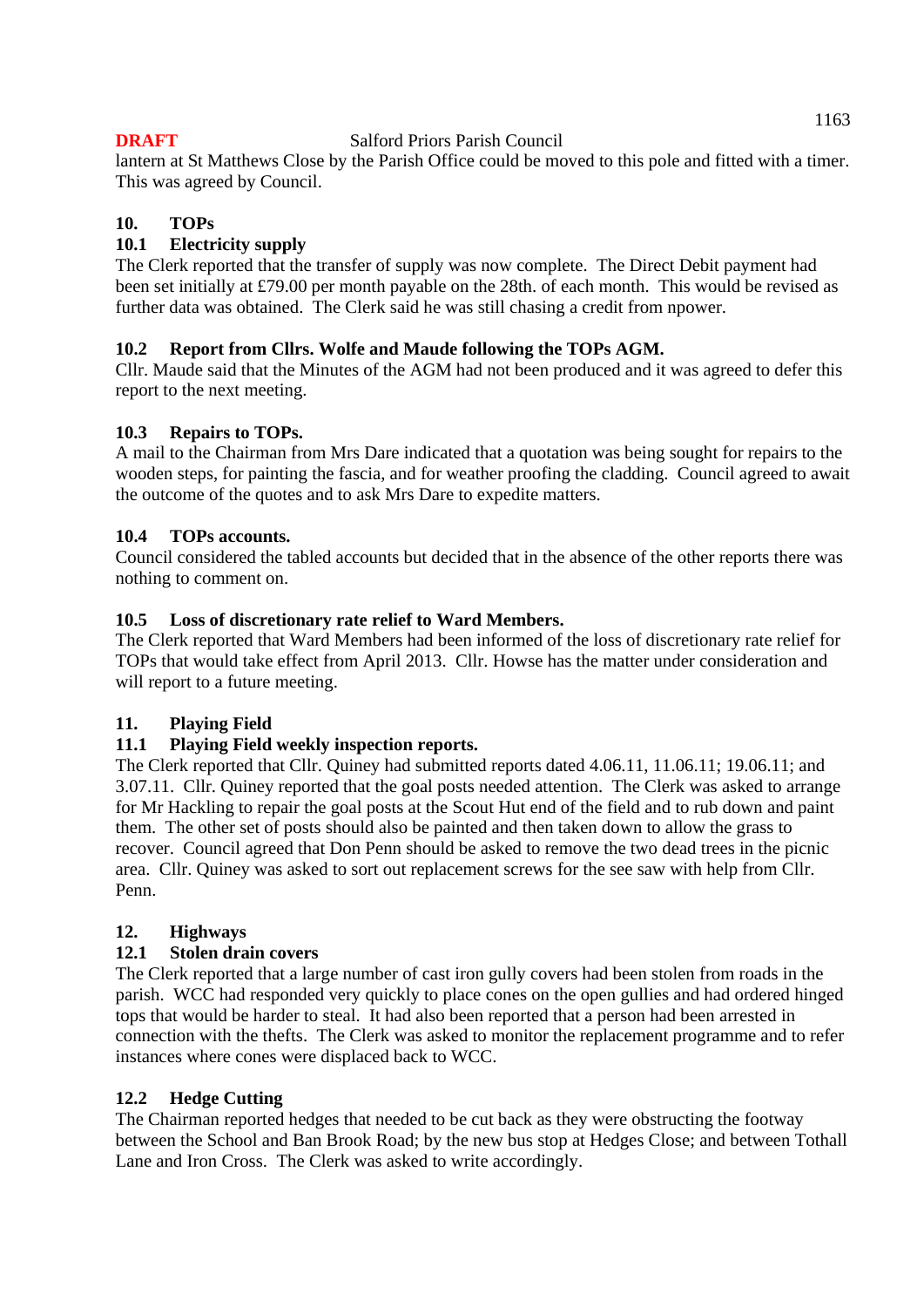lantern at St Matthews Close by the Parish Office could be moved to this pole and fitted with a timer. This was agreed by Council.

## 10. TOPs

### 10.1 Electricity supply

The Clerk reported that the transfer of supply was now complete. The Direct Debit payment had been set initially at £79.00 per month payable on the 28th. of each month. This would be revised as further data was obtained. The Clerk said he was still chasing a credit from npower.

### 10.2 Report from Cllrs. Wolfe and Maude following the TOPs AGM.

Cllr. Maude said that the Minutes of the AGM had not been produced and it was agreed to defer this report to the next meeting.

### 10.3 Repairs to TOPs.

A mail to the Chairman from Mrs Dare indicated that a quotation was being sought for repairs to the wooden steps, for painting the fascia, and for weather proofing the cladding. Council agreed to await the outcome of the quotes and to ask Mrs Dare to expedite matters.

### 10.4 TOPs accounts.

Council considered the tabled accounts but decided that in the absence of the other reports there was nothing to comment on.

### 10.5 Loss of discretionary rate relief to Ward Members.

The Clerk reported that Ward Members had been informed of the loss of discretionary rate relief for TOPs that would take effect from April 2013. Cllr. Howse has the matter under consideration and will report to a future meeting.

## 11. Playing Field

### 11.1 Playing Field weekly inspection reports.

The Clerk reported that Cllr. Quiney had submitted reports dated 4.06.11, 11.06.11; 19.06.11; and 3.07.11. Cllr. Quiney reported that the goal posts needed attention. The Clerk was asked to arrange for Mr Hackling to repair the goal posts at the Scout Hut end of the field and to rub down and paint them. The other set of posts should also be painted and then taken down to allow the grass to recover. Council agreed that Don Penn should be asked to remove the two dead trees in the picnic area. Cllr. Quiney was asked to sort out replacement screws for the see saw with help from Cllr. Penn.

## 12. Highways

### 12.1 Stolen drain covers

The Clerk reported that a large number of cast iron gully covers had been stolen from roads in the parish. WCC had responded very quickly to place cones on the open gullies and had ordered hinged tops that would be harder to steal. It had also been reported that a person had been arrested in connection with the thefts. The Clerk was asked to monitor the replacement programme and to refer instances where cones were displaced back to WCC.

### 12.2 Hedge Cutting

The Chairman reported hedges that needed to be cut back as they were obstructing the footway between the School and Ban Brook Road; by the new bus stop at Hedges Close; and between Tothall Lane and Iron Cross. The Clerk was asked to write accordingly.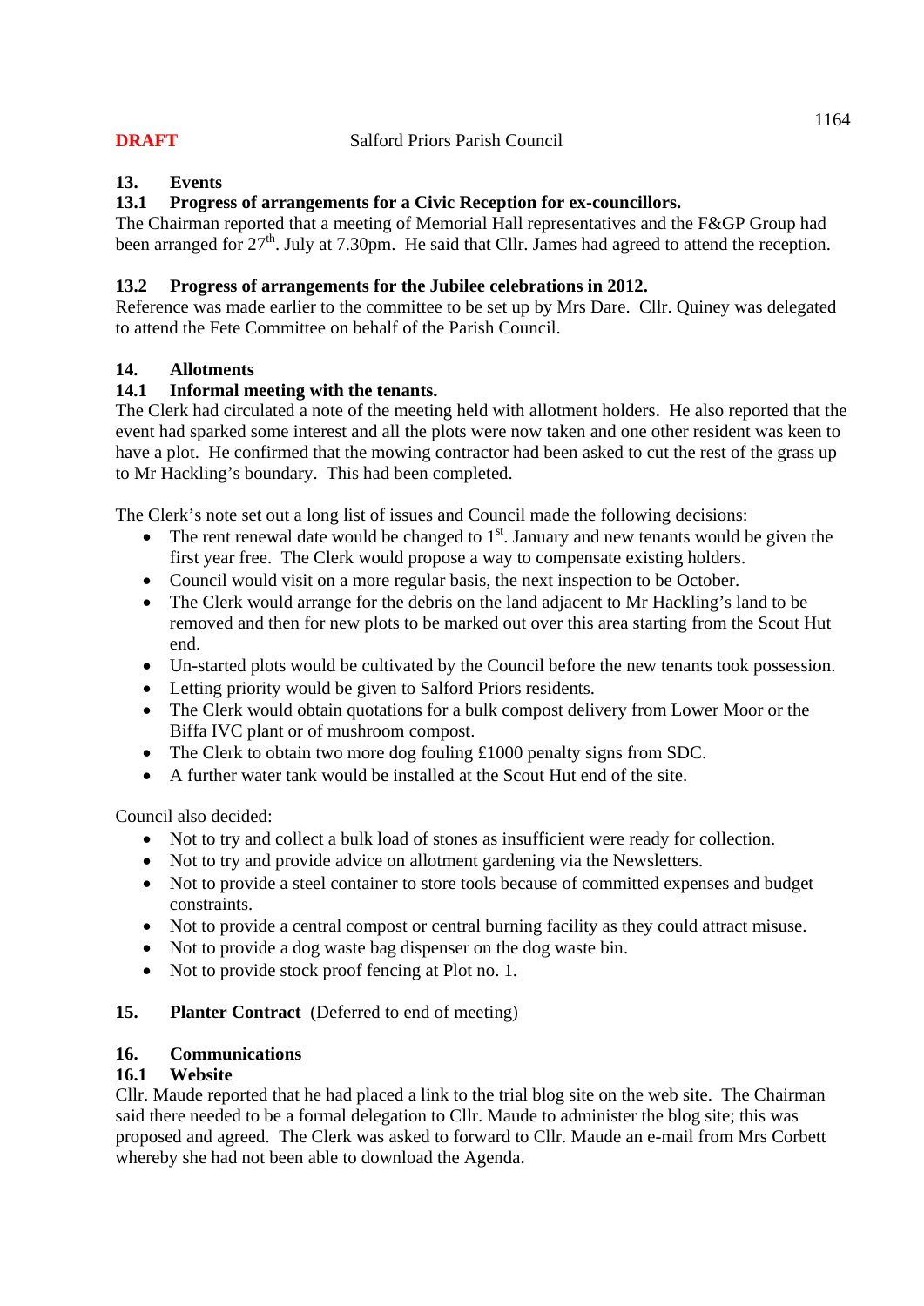**DRAFT** Salford Priors Parish Council

## 13. Events

### 13.1 Progress of arrangements for a Civic Reception for ex-councillors.

The Chairman reported that a meeting of Memorial Hall representatives and the F&GP Group had been arranged for 27th. July at 7.30pm. He said that Cllr. James had agreed to attend the reception.

### 13.2 Progress of arrangements for the Jubilee celebrations in 2012.

Reference was made earlier to the committee to be set up by Mrs Dare. Cllr. Quiney was delegated to attend the Fete Committee on behalf of the Parish Council.

## 14. Allotments

### 14.1 Informal meeting with the tenants.

The Clerk had circulated a note of the meeting held with allotment holders. He also reported that the event had sparked some interest and all the plots were now taken and one other resident was keen to have a plot. He confirmed that the mowing contractor had been asked to cut the rest of the grass up to Mr Hackling's boundary. This had been completed.

The Clerk's note set out a long list of issues and Council made the following decisions:

- The rent renewal date would be changed to 1st. January and new tenants would be given the first year free. The Clerk would propose a way to compensate existing holders.
- Council would visit on a more regular basis, the next inspection to be October.
- The Clerk would arrange for the debris on the land adjacent to Mr Hackling's land to be removed and then for new plots to be marked out over this area starting from the Scout Hut end.
- Un-started plots would be cultivated by the Council before the new tenants took possession.
- Letting priority would be given to Salford Priors residents.
- The Clerk would obtain quotations for a bulk compost delivery from Lower Moor or the Biffa IVC plant or of mushroom compost.
- The Clerk to obtain two more dog fouling £1000 penalty signs from SDC.
- A further water tank would be installed at the Scout Hut end of the site.

Council also decided:

- Not to try and collect a bulk load of stones as insufficient were ready for collection.
- Not to try and provide advice on allotment gardening via the Newsletters.
- Not to provide a steel container to store tools because of committed expenses and budget constraints.
- Not to provide a central compost or central burning facility as they could attract misuse.
- Not to provide a dog waste bag dispenser on the dog waste bin.
- Not to provide stock proof fencing at Plot no. 1.

## 15. Planter Contract (Deferred to end of meeting)

## 16. Communications

### 16.1 Website

Cllr. Maude reported that he had placed a link to the trial blog site on the web site. The Chairman said there needed to be a formal delegation to Cllr. Maude to administer the blog site; this was proposed and agreed. The Clerk was asked to forward to Cllr. Maude an e-mail from Mrs Corbett whereby she had not been able to download the Agenda.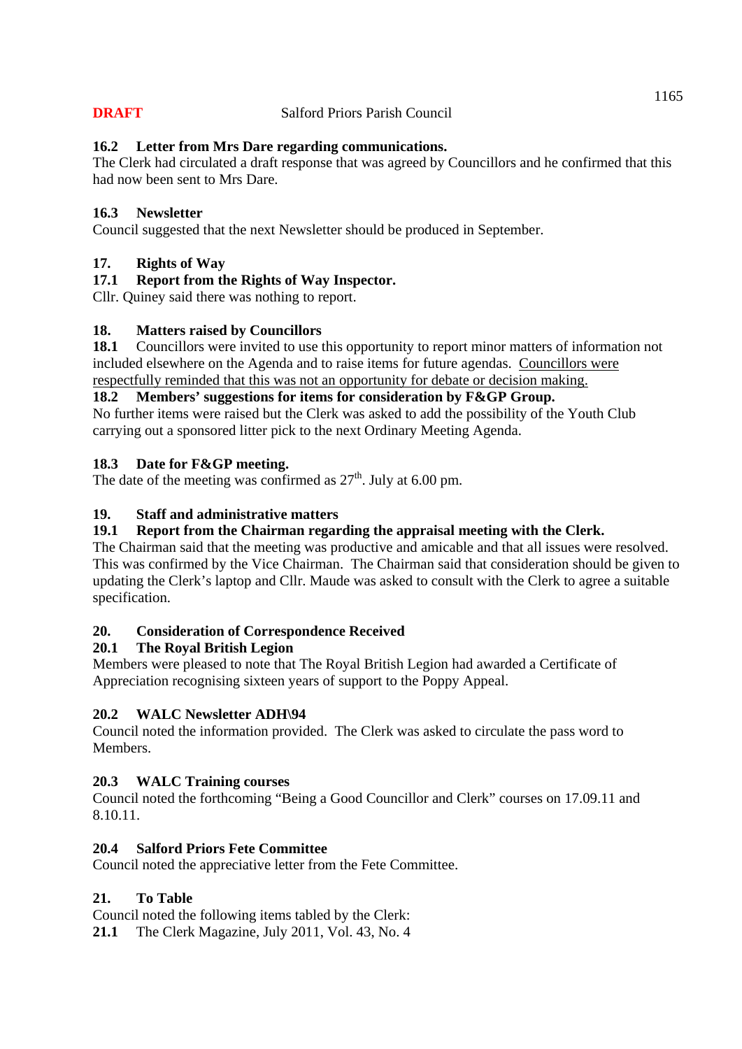**DRAFT** Salford Priors Parish Council

**16.2 Letter from Mrs Dare regarding communications.**
The Clerk had circulated a draft response that was agreed by Councillors and he confirmed that this had now been sent to Mrs Dare.

**16.3 Newsletter**
Council suggested that the next Newsletter should be produced in September.

**17. Rights of Way**
**17.1 Report from the Rights of Way Inspector.**
Cllr. Quiney said there was nothing to report.

**18. Matters raised by Councillors**
**18.1** Councillors were invited to use this opportunity to report minor matters of information not included elsewhere on the Agenda and to raise items for future agendas. <u>Councillors were respectfully reminded that this was not an opportunity for debate or decision making.</u>
**18.2 Members' suggestions for items for consideration by F&GP Group.**
No further items were raised but the Clerk was asked to add the possibility of the Youth Club carrying out a sponsored litter pick to the next Ordinary Meeting Agenda.

**18.3 Date for F&GP meeting.**
The date of the meeting was confirmed as 27th. July at 6.00 pm.

**19. Staff and administrative matters**
**19.1 Report from the Chairman regarding the appraisal meeting with the Clerk.**
The Chairman said that the meeting was productive and amicable and that all issues were resolved. This was confirmed by the Vice Chairman. The Chairman said that consideration should be given to updating the Clerk's laptop and Cllr. Maude was asked to consult with the Clerk to agree a suitable specification.

**20. Consideration of Correspondence Received**
**20.1 The Royal British Legion**
Members were pleased to note that The Royal British Legion had awarded a Certificate of Appreciation recognising sixteen years of support to the Poppy Appeal.

**20.2 WALC Newsletter ADH\94**
Council noted the information provided. The Clerk was asked to circulate the pass word to Members.

**20.3 WALC Training courses**
Council noted the forthcoming "Being a Good Councillor and Clerk" courses on 17.09.11 and 8.10.11.

**20.4 Salford Priors Fete Committee**
Council noted the appreciative letter from the Fete Committee.

**21. To Table**
Council noted the following items tabled by the Clerk:
**21.1** The Clerk Magazine, July 2011, Vol. 43, No. 4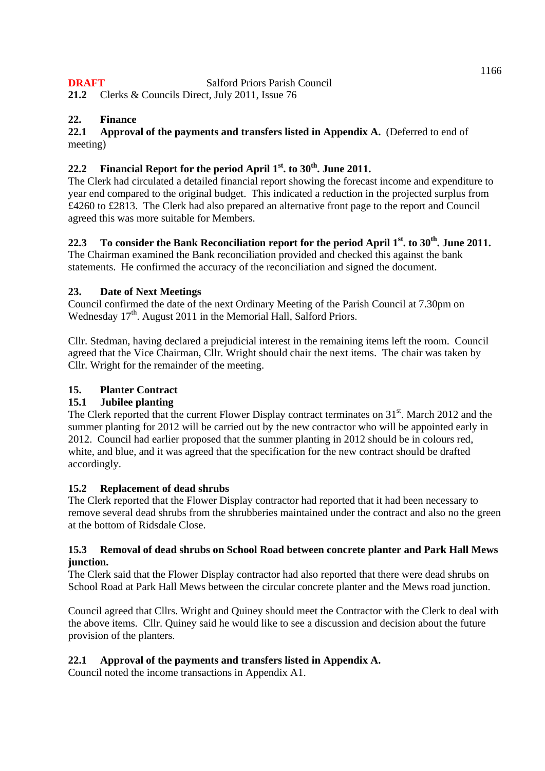**DRAFT** Salford Priors Parish Council

**21.2** Clerks & Councils Direct, July 2011, Issue 76

## 22. Finance

**22.1 Approval of the payments and transfers listed in Appendix A.** (Deferred to end of meeting)

**22.2 Financial Report for the period April 1st. to 30th. June 2011.**

The Clerk had circulated a detailed financial report showing the forecast income and expenditure to year end compared to the original budget. This indicated a reduction in the projected surplus from £4260 to £2813. The Clerk had also prepared an alternative front page to the report and Council agreed this was more suitable for Members.

**22.3 To consider the Bank Reconciliation report for the period April 1st. to 30th. June 2011.**

The Chairman examined the Bank reconciliation provided and checked this against the bank statements. He confirmed the accuracy of the reconciliation and signed the document.

## 23. Date of Next Meetings

Council confirmed the date of the next Ordinary Meeting of the Parish Council at 7.30pm on Wednesday 17th. August 2011 in the Memorial Hall, Salford Priors.

Cllr. Stedman, having declared a prejudicial interest in the remaining items left the room. Council agreed that the Vice Chairman, Cllr. Wright should chair the next items. The chair was taken by Cllr. Wright for the remainder of the meeting.

## 15. Planter Contract

**15.1 Jubilee planting**

The Clerk reported that the current Flower Display contract terminates on 31st. March 2012 and the summer planting for 2012 will be carried out by the new contractor who will be appointed early in 2012. Council had earlier proposed that the summer planting in 2012 should be in colours red, white, and blue, and it was agreed that the specification for the new contract should be drafted accordingly.

**15.2 Replacement of dead shrubs**

The Clerk reported that the Flower Display contractor had reported that it had been necessary to remove several dead shrubs from the shrubberies maintained under the contract and also no the green at the bottom of Ridsdale Close.

**15.3 Removal of dead shrubs on School Road between concrete planter and Park Hall Mews junction.**

The Clerk said that the Flower Display contractor had also reported that there were dead shrubs on School Road at Park Hall Mews between the circular concrete planter and the Mews road junction.

Council agreed that Cllrs. Wright and Quiney should meet the Contractor with the Clerk to deal with the above items. Cllr. Quiney said he would like to see a discussion and decision about the future provision of the planters.

**22.1 Approval of the payments and transfers listed in Appendix A.**

Council noted the income transactions in Appendix A1.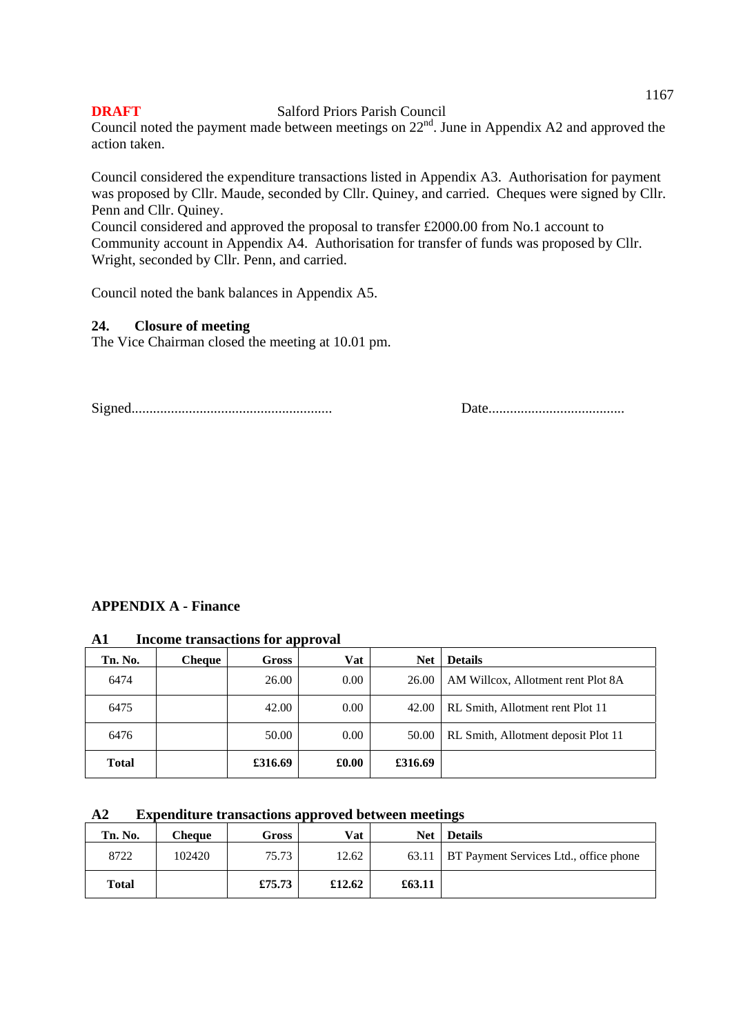**DRAFT** Salford Priors Parish Council

Council noted the payment made between meetings on 22nd. June in Appendix A2 and approved the action taken.

Council considered the expenditure transactions listed in Appendix A3. Authorisation for payment was proposed by Cllr. Maude, seconded by Cllr. Quiney, and carried. Cheques were signed by Cllr. Penn and Cllr. Quiney.

Council considered and approved the proposal to transfer £2000.00 from No.1 account to Community account in Appendix A4. Authorisation for transfer of funds was proposed by Cllr. Wright, seconded by Cllr. Penn, and carried.

Council noted the bank balances in Appendix A5.

**24. Closure of meeting**

The Vice Chairman closed the meeting at 10.01 pm.

Signed........................................................ Date......................................

## APPENDIX A - Finance

### A1 Income transactions for approval

| Tn. No. | Cheque | Gross | Vat | Net | Details |
|---|---|---|---|---|---|
| 6474 | | 26.00 | 0.00 | 26.00 | AM Willcox, Allotment rent Plot 8A |
| 6475 | | 42.00 | 0.00 | 42.00 | RL Smith, Allotment rent Plot 11 |
| 6476 | | 50.00 | 0.00 | 50.00 | RL Smith, Allotment deposit Plot 11 |
| **Total** | | **£316.69** | **£0.00** | **£316.69** | |

### A2 Expenditure transactions approved between meetings

| Tn. No. | Cheque | Gross | Vat | Net | Details |
|---|---|---|---|---|---|
| 8722 | 102420 | 75.73 | 12.62 | 63.11 | BT Payment Services Ltd., office phone |
| **Total** | | **£75.73** | **£12.62** | **£63.11** | |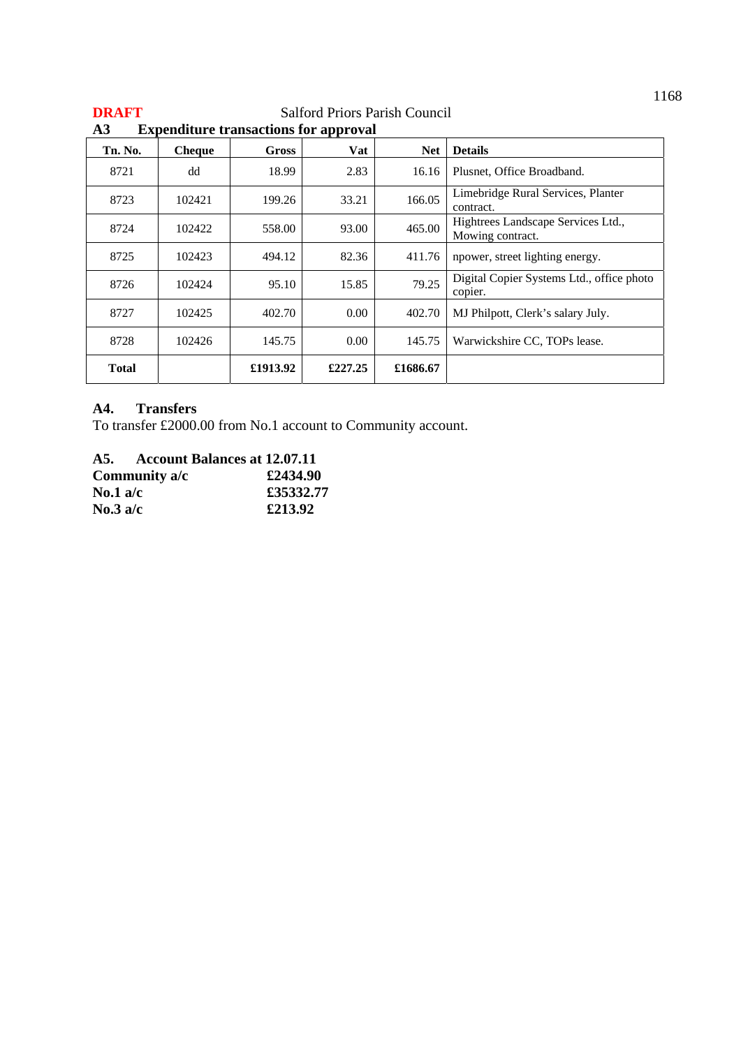**DRAFT** Salford Priors Parish Council

## A3 Expenditure transactions for approval

| Tn. No. | Cheque | Gross | Vat | Net | Details |
|---|---|---|---|---|---|
| 8721 | dd | 18.99 | 2.83 | 16.16 | Plusnet, Office Broadband. |
| 8723 | 102421 | 199.26 | 33.21 | 166.05 | Limebridge Rural Services, Planter contract. |
| 8724 | 102422 | 558.00 | 93.00 | 465.00 | Hightrees Landscape Services Ltd., Mowing contract. |
| 8725 | 102423 | 494.12 | 82.36 | 411.76 | npower, street lighting energy. |
| 8726 | 102424 | 95.10 | 15.85 | 79.25 | Digital Copier Systems Ltd., office photo copier. |
| 8727 | 102425 | 402.70 | 0.00 | 402.70 | MJ Philpott, Clerk's salary July. |
| 8728 | 102426 | 145.75 | 0.00 | 145.75 | Warwickshire CC, TOPs lease. |
| **Total** | | **£1913.92** | **£227.25** | **£1686.67** | |

## A4. Transfers

To transfer £2000.00 from No.1 account to Community account.

## A5. Account Balances at 12.07.11

| | |
|---|---|
| **Community a/c** | **£2434.90** |
| **No.1 a/c** | **£35332.77** |
| **No.3 a/c** | **£213.92** |